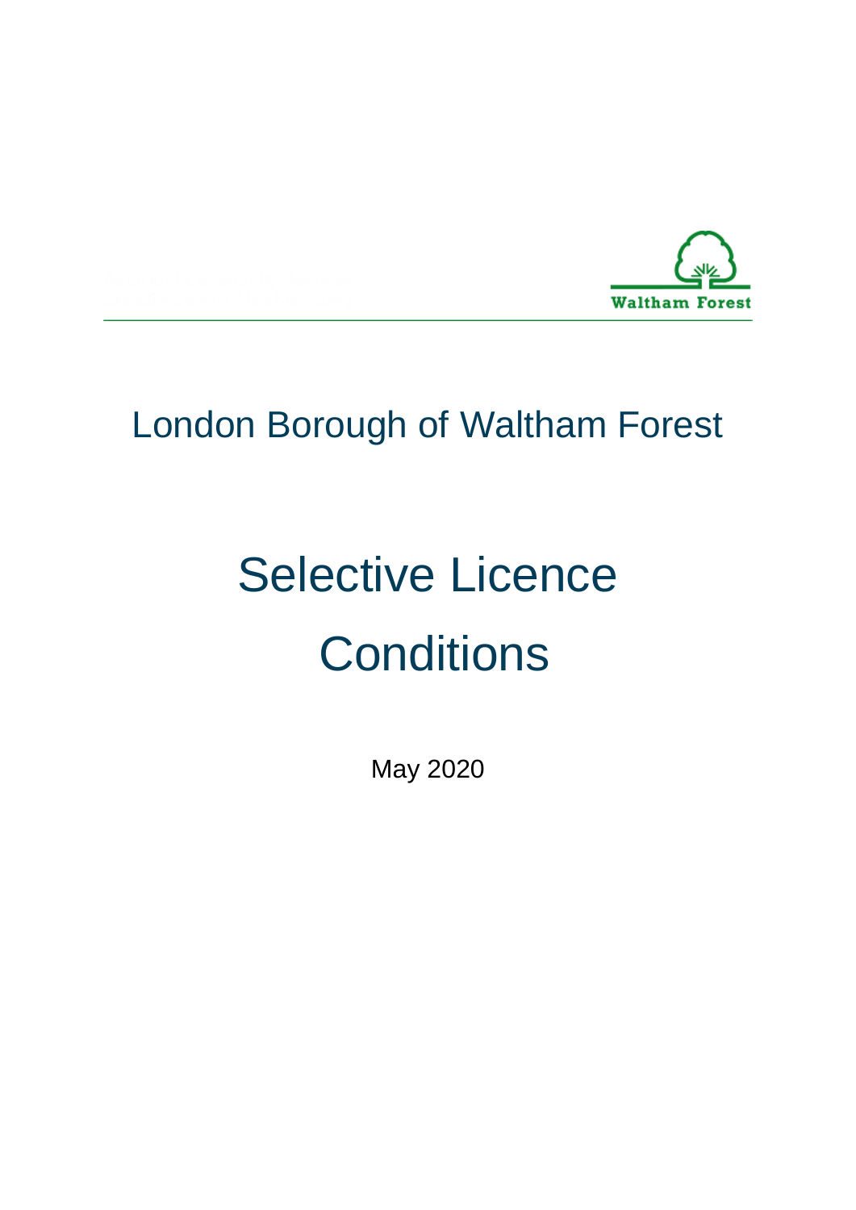Waltham Forest

London Borough of Waltham Forest

# Selective Licence Conditions

May 2020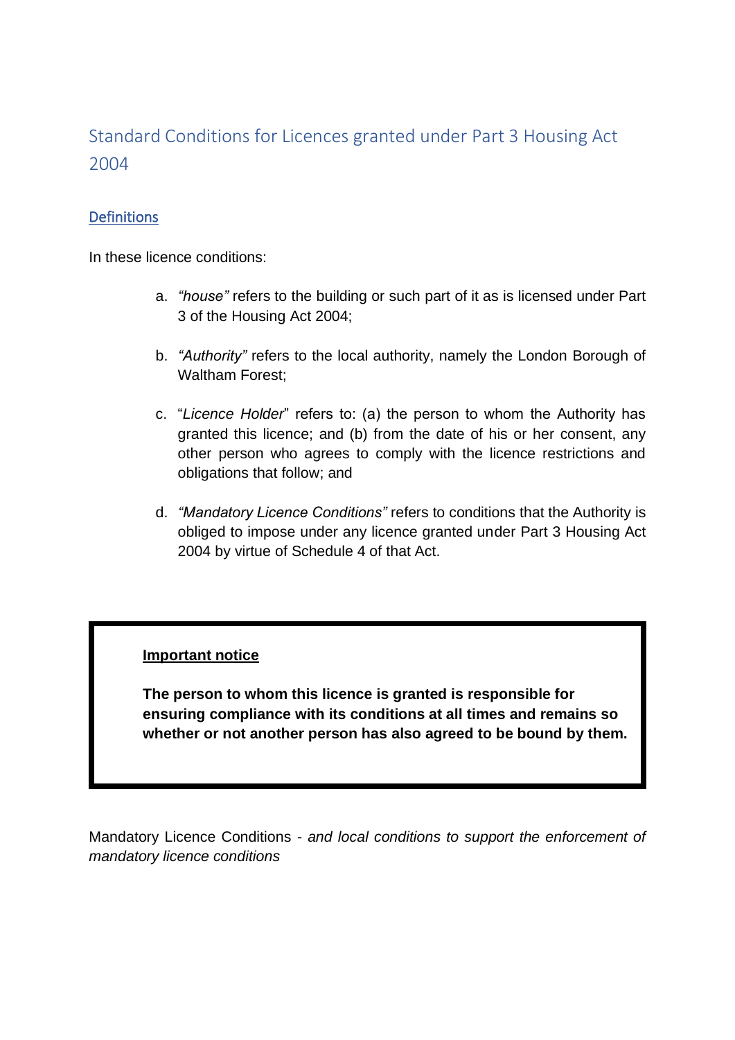# Standard Conditions for Licences granted under Part 3 Housing Act 2004

## Definitions

In these licence conditions:

a. *"house"* refers to the building or such part of it as is licensed under Part 3 of the Housing Act 2004;

b. *"Authority"* refers to the local authority, namely the London Borough of Waltham Forest;

c. "*Licence Holder*" refers to: (a) the person to whom the Authority has granted this licence; and (b) from the date of his or her consent, any other person who agrees to comply with the licence restrictions and obligations that follow; and

d. *"Mandatory Licence Conditions"* refers to conditions that the Authority is obliged to impose under any licence granted under Part 3 Housing Act 2004 by virtue of Schedule 4 of that Act.

> **Important notice**
>
> **The person to whom this licence is granted is responsible for ensuring compliance with its conditions at all times and remains so whether or not another person has also agreed to be bound by them.**

Mandatory Licence Conditions - *and local conditions to support the enforcement of mandatory licence conditions*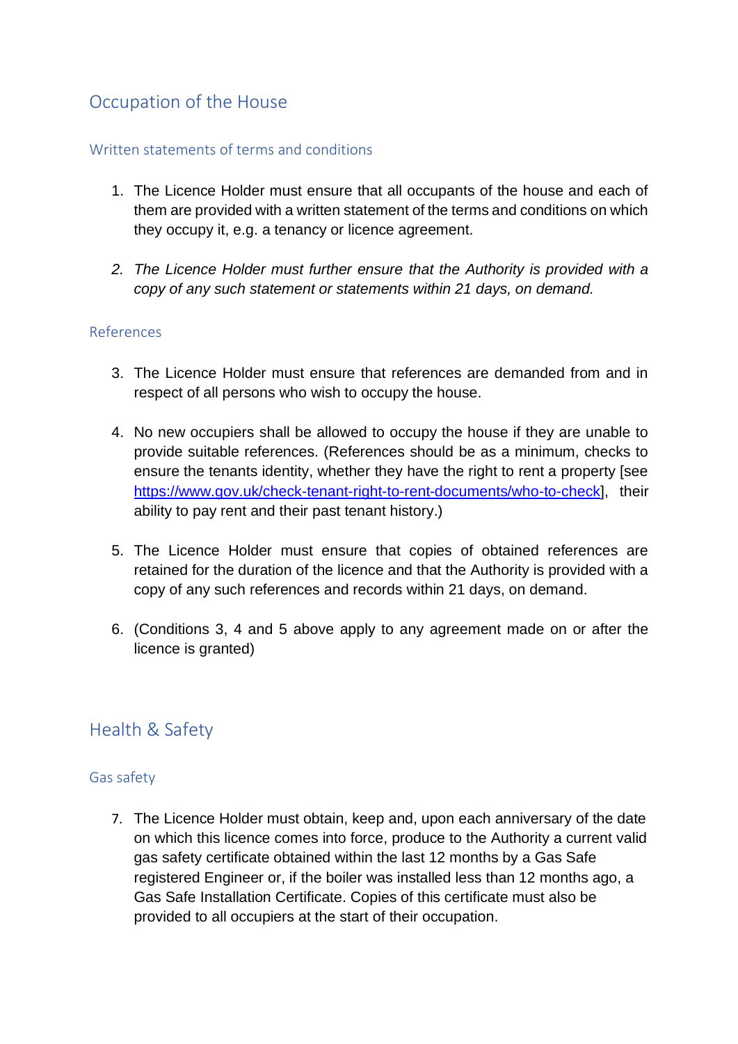## Occupation of the House

### Written statements of terms and conditions

1. The Licence Holder must ensure that all occupants of the house and each of them are provided with a written statement of the terms and conditions on which they occupy it, e.g. a tenancy or licence agreement.

2. *The Licence Holder must further ensure that the Authority is provided with a copy of any such statement or statements within 21 days, on demand.*

### References

3. The Licence Holder must ensure that references are demanded from and in respect of all persons who wish to occupy the house.

4. No new occupiers shall be allowed to occupy the house if they are unable to provide suitable references. (References should be as a minimum, checks to ensure the tenants identity, whether they have the right to rent a property [see https://www.gov.uk/check-tenant-right-to-rent-documents/who-to-check], their ability to pay rent and their past tenant history.)

5. The Licence Holder must ensure that copies of obtained references are retained for the duration of the licence and that the Authority is provided with a copy of any such references and records within 21 days, on demand.

6. (Conditions 3, 4 and 5 above apply to any agreement made on or after the licence is granted)

## Health & Safety

### Gas safety

7. The Licence Holder must obtain, keep and, upon each anniversary of the date on which this licence comes into force, produce to the Authority a current valid gas safety certificate obtained within the last 12 months by a Gas Safe registered Engineer or, if the boiler was installed less than 12 months ago, a Gas Safe Installation Certificate. Copies of this certificate must also be provided to all occupiers at the start of their occupation.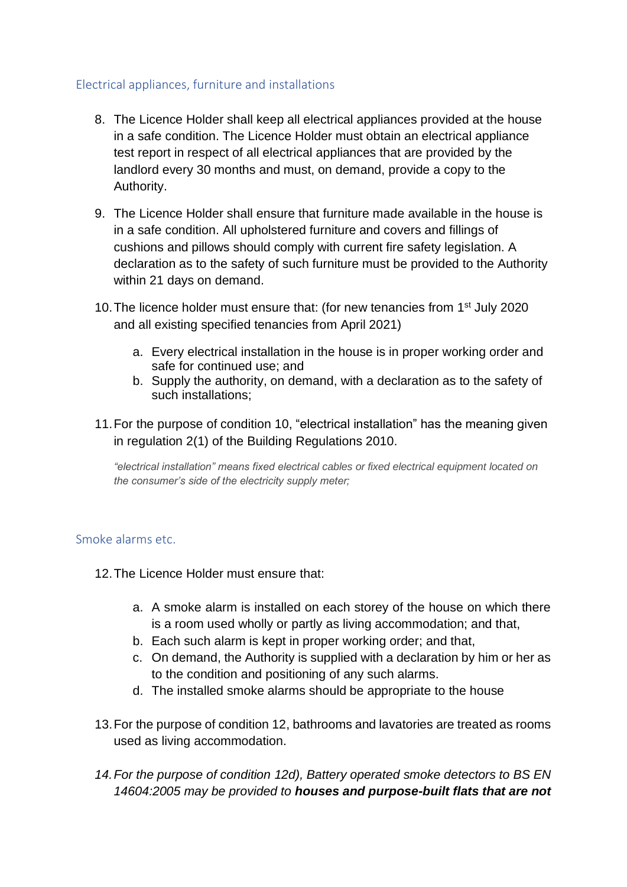## Electrical appliances, furniture and installations

8. The Licence Holder shall keep all electrical appliances provided at the house in a safe condition. The Licence Holder must obtain an electrical appliance test report in respect of all electrical appliances that are provided by the landlord every 30 months and must, on demand, provide a copy to the Authority.

9. The Licence Holder shall ensure that furniture made available in the house is in a safe condition. All upholstered furniture and covers and fillings of cushions and pillows should comply with current fire safety legislation. A declaration as to the safety of such furniture must be provided to the Authority within 21 days on demand.

10. The licence holder must ensure that: (for new tenancies from 1st July 2020 and all existing specified tenancies from April 2021)

    a. Every electrical installation in the house is in proper working order and safe for continued use; and
    b. Supply the authority, on demand, with a declaration as to the safety of such installations;

11. For the purpose of condition 10, "electrical installation" has the meaning given in regulation 2(1) of the Building Regulations 2010.

    *"electrical installation" means fixed electrical cables or fixed electrical equipment located on the consumer's side of the electricity supply meter;*

## Smoke alarms etc.

12. The Licence Holder must ensure that:

    a. A smoke alarm is installed on each storey of the house on which there is a room used wholly or partly as living accommodation; and that,
    b. Each such alarm is kept in proper working order; and that,
    c. On demand, the Authority is supplied with a declaration by him or her as to the condition and positioning of any such alarms.
    d. The installed smoke alarms should be appropriate to the house

13. For the purpose of condition 12, bathrooms and lavatories are treated as rooms used as living accommodation.

14. *For the purpose of condition 12d), Battery operated smoke detectors to BS EN 14604:2005 may be provided to* ***houses and purpose-built flats that are not***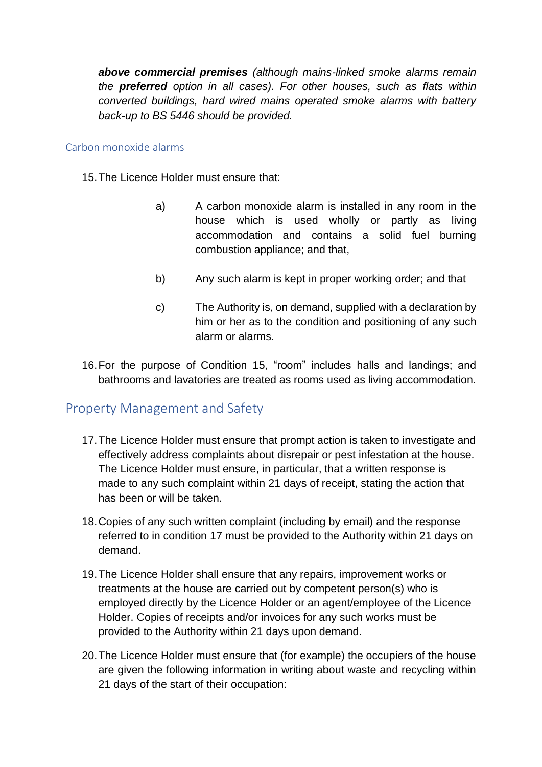***above commercial premises*** *(although mains-linked smoke alarms remain the* ***preferred*** *option in all cases). For other houses, such as flats within converted buildings, hard wired mains operated smoke alarms with battery back-up to BS 5446 should be provided.*

### Carbon monoxide alarms

15. The Licence Holder must ensure that:

    a) A carbon monoxide alarm is installed in any room in the house which is used wholly or partly as living accommodation and contains a solid fuel burning combustion appliance; and that,

    b) Any such alarm is kept in proper working order; and that

    c) The Authority is, on demand, supplied with a declaration by him or her as to the condition and positioning of any such alarm or alarms.

16. For the purpose of Condition 15, "room" includes halls and landings; and bathrooms and lavatories are treated as rooms used as living accommodation.

## Property Management and Safety

17. The Licence Holder must ensure that prompt action is taken to investigate and effectively address complaints about disrepair or pest infestation at the house. The Licence Holder must ensure, in particular, that a written response is made to any such complaint within 21 days of receipt, stating the action that has been or will be taken.

18. Copies of any such written complaint (including by email) and the response referred to in condition 17 must be provided to the Authority within 21 days on demand.

19. The Licence Holder shall ensure that any repairs, improvement works or treatments at the house are carried out by competent person(s) who is employed directly by the Licence Holder or an agent/employee of the Licence Holder. Copies of receipts and/or invoices for any such works must be provided to the Authority within 21 days upon demand.

20. The Licence Holder must ensure that (for example) the occupiers of the house are given the following information in writing about waste and recycling within 21 days of the start of their occupation: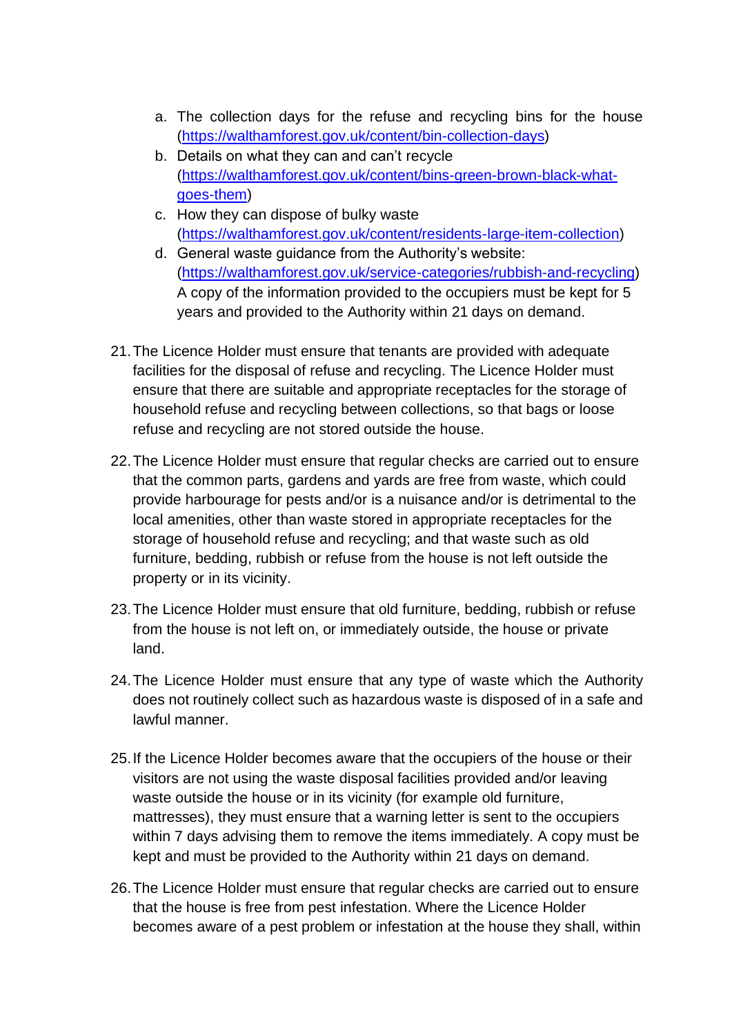a. The collection days for the refuse and recycling bins for the house (https://walthamforest.gov.uk/content/bin-collection-days)
b. Details on what they can and can't recycle (https://walthamforest.gov.uk/content/bins-green-brown-black-what-goes-them)
c. How they can dispose of bulky waste (https://walthamforest.gov.uk/content/residents-large-item-collection)
d. General waste guidance from the Authority's website: (https://walthamforest.gov.uk/service-categories/rubbish-and-recycling)
A copy of the information provided to the occupiers must be kept for 5 years and provided to the Authority within 21 days on demand.

21. The Licence Holder must ensure that tenants are provided with adequate facilities for the disposal of refuse and recycling. The Licence Holder must ensure that there are suitable and appropriate receptacles for the storage of household refuse and recycling between collections, so that bags or loose refuse and recycling are not stored outside the house.

22. The Licence Holder must ensure that regular checks are carried out to ensure that the common parts, gardens and yards are free from waste, which could provide harbourage for pests and/or is a nuisance and/or is detrimental to the local amenities, other than waste stored in appropriate receptacles for the storage of household refuse and recycling; and that waste such as old furniture, bedding, rubbish or refuse from the house is not left outside the property or in its vicinity.

23. The Licence Holder must ensure that old furniture, bedding, rubbish or refuse from the house is not left on, or immediately outside, the house or private land.

24. The Licence Holder must ensure that any type of waste which the Authority does not routinely collect such as hazardous waste is disposed of in a safe and lawful manner.

25. If the Licence Holder becomes aware that the occupiers of the house or their visitors are not using the waste disposal facilities provided and/or leaving waste outside the house or in its vicinity (for example old furniture, mattresses), they must ensure that a warning letter is sent to the occupiers within 7 days advising them to remove the items immediately. A copy must be kept and must be provided to the Authority within 21 days on demand.

26. The Licence Holder must ensure that regular checks are carried out to ensure that the house is free from pest infestation. Where the Licence Holder becomes aware of a pest problem or infestation at the house they shall, within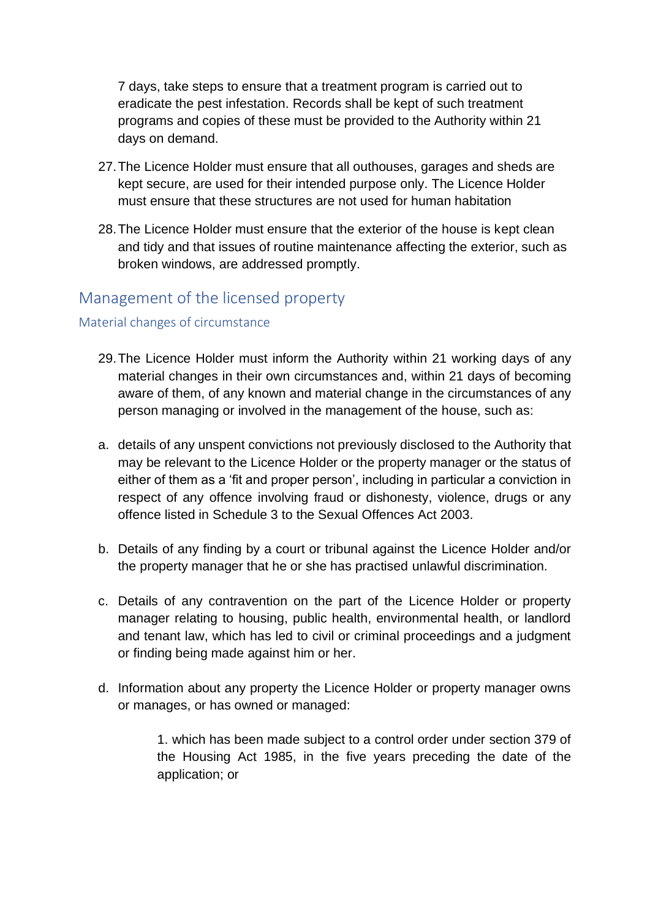7 days, take steps to ensure that a treatment program is carried out to eradicate the pest infestation. Records shall be kept of such treatment programs and copies of these must be provided to the Authority within 21 days on demand.

27. The Licence Holder must ensure that all outhouses, garages and sheds are kept secure, are used for their intended purpose only. The Licence Holder must ensure that these structures are not used for human habitation

28. The Licence Holder must ensure that the exterior of the house is kept clean and tidy and that issues of routine maintenance affecting the exterior, such as broken windows, are addressed promptly.

## Management of the licensed property

### Material changes of circumstance

29. The Licence Holder must inform the Authority within 21 working days of any material changes in their own circumstances and, within 21 days of becoming aware of them, of any known and material change in the circumstances of any person managing or involved in the management of the house, such as:

a. details of any unspent convictions not previously disclosed to the Authority that may be relevant to the Licence Holder or the property manager or the status of either of them as a 'fit and proper person', including in particular a conviction in respect of any offence involving fraud or dishonesty, violence, drugs or any offence listed in Schedule 3 to the Sexual Offences Act 2003.

b. Details of any finding by a court or tribunal against the Licence Holder and/or the property manager that he or she has practised unlawful discrimination.

c. Details of any contravention on the part of the Licence Holder or property manager relating to housing, public health, environmental health, or landlord and tenant law, which has led to civil or criminal proceedings and a judgment or finding being made against him or her.

d. Information about any property the Licence Holder or property manager owns or manages, or has owned or managed:

    1. which has been made subject to a control order under section 379 of the Housing Act 1985, in the five years preceding the date of the application; or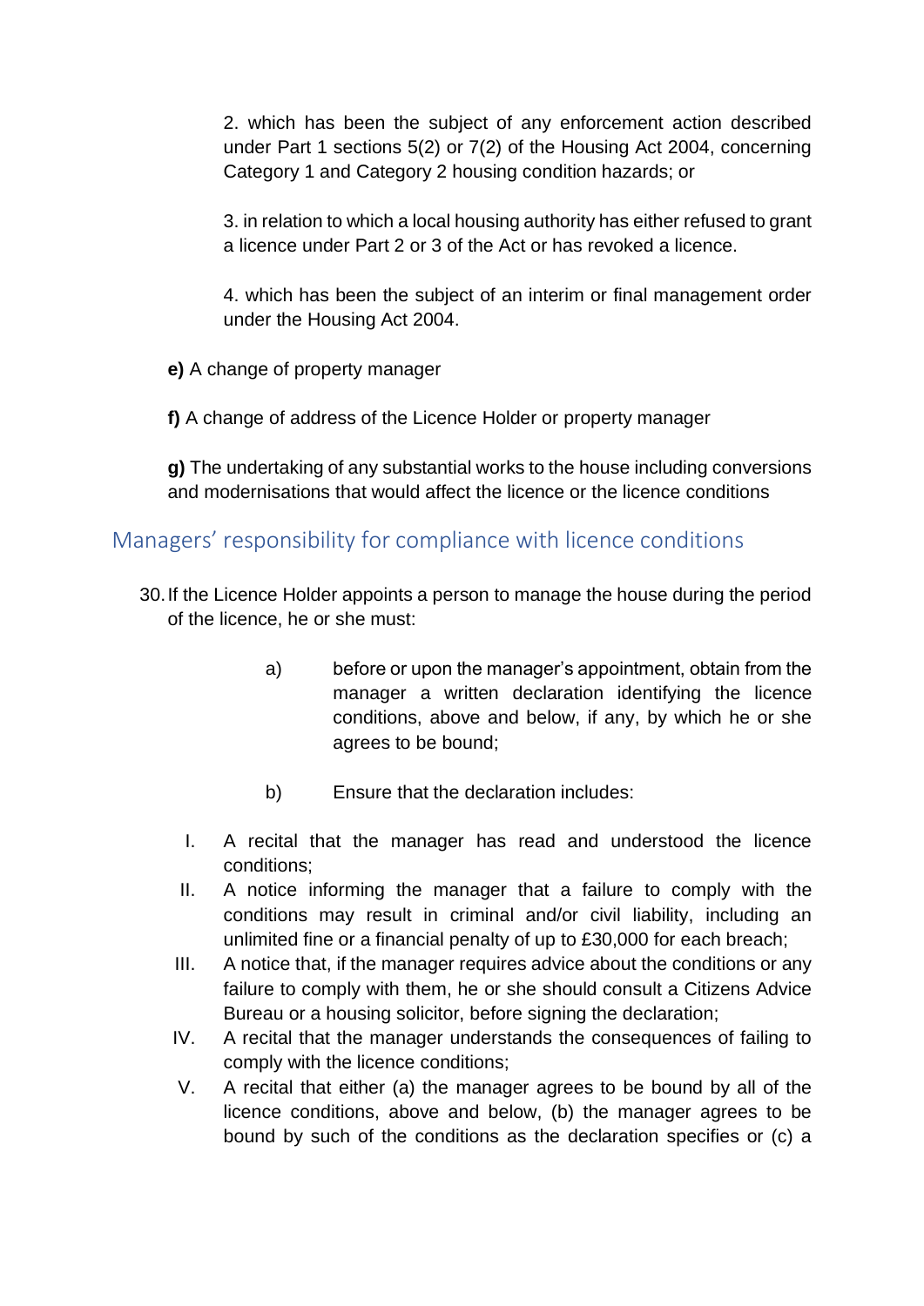2. which has been the subject of any enforcement action described under Part 1 sections 5(2) or 7(2) of the Housing Act 2004, concerning Category 1 and Category 2 housing condition hazards; or

3. in relation to which a local housing authority has either refused to grant a licence under Part 2 or 3 of the Act or has revoked a licence.

4. which has been the subject of an interim or final management order under the Housing Act 2004.

**e)** A change of property manager

**f)** A change of address of the Licence Holder or property manager

**g)** The undertaking of any substantial works to the house including conversions and modernisations that would affect the licence or the licence conditions

## Managers' responsibility for compliance with licence conditions

30. If the Licence Holder appoints a person to manage the house during the period of the licence, he or she must:

    a) before or upon the manager's appointment, obtain from the manager a written declaration identifying the licence conditions, above and below, if any, by which he or she agrees to be bound;

    b) Ensure that the declaration includes:

    I. A recital that the manager has read and understood the licence conditions;
    II. A notice informing the manager that a failure to comply with the conditions may result in criminal and/or civil liability, including an unlimited fine or a financial penalty of up to £30,000 for each breach;
    III. A notice that, if the manager requires advice about the conditions or any failure to comply with them, he or she should consult a Citizens Advice Bureau or a housing solicitor, before signing the declaration;
    IV. A recital that the manager understands the consequences of failing to comply with the licence conditions;
    V. A recital that either (a) the manager agrees to be bound by all of the licence conditions, above and below, (b) the manager agrees to be bound by such of the conditions as the declaration specifies or (c) a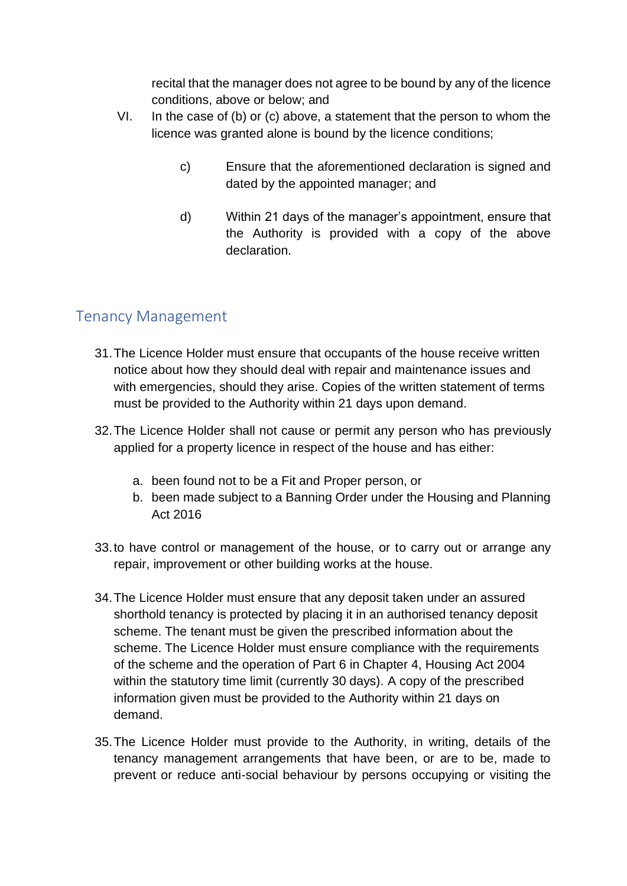recital that the manager does not agree to be bound by any of the licence conditions, above or below; and

VI. In the case of (b) or (c) above, a statement that the person to whom the licence was granted alone is bound by the licence conditions;

c) Ensure that the aforementioned declaration is signed and dated by the appointed manager; and

d) Within 21 days of the manager's appointment, ensure that the Authority is provided with a copy of the above declaration.

## Tenancy Management

31. The Licence Holder must ensure that occupants of the house receive written notice about how they should deal with repair and maintenance issues and with emergencies, should they arise. Copies of the written statement of terms must be provided to the Authority within 21 days upon demand.

32. The Licence Holder shall not cause or permit any person who has previously applied for a property licence in respect of the house and has either:

    a. been found not to be a Fit and Proper person, or
    b. been made subject to a Banning Order under the Housing and Planning Act 2016

33. to have control or management of the house, or to carry out or arrange any repair, improvement or other building works at the house.

34. The Licence Holder must ensure that any deposit taken under an assured shorthold tenancy is protected by placing it in an authorised tenancy deposit scheme. The tenant must be given the prescribed information about the scheme. The Licence Holder must ensure compliance with the requirements of the scheme and the operation of Part 6 in Chapter 4, Housing Act 2004 within the statutory time limit (currently 30 days). A copy of the prescribed information given must be provided to the Authority within 21 days on demand.

35. The Licence Holder must provide to the Authority, in writing, details of the tenancy management arrangements that have been, or are to be, made to prevent or reduce anti-social behaviour by persons occupying or visiting the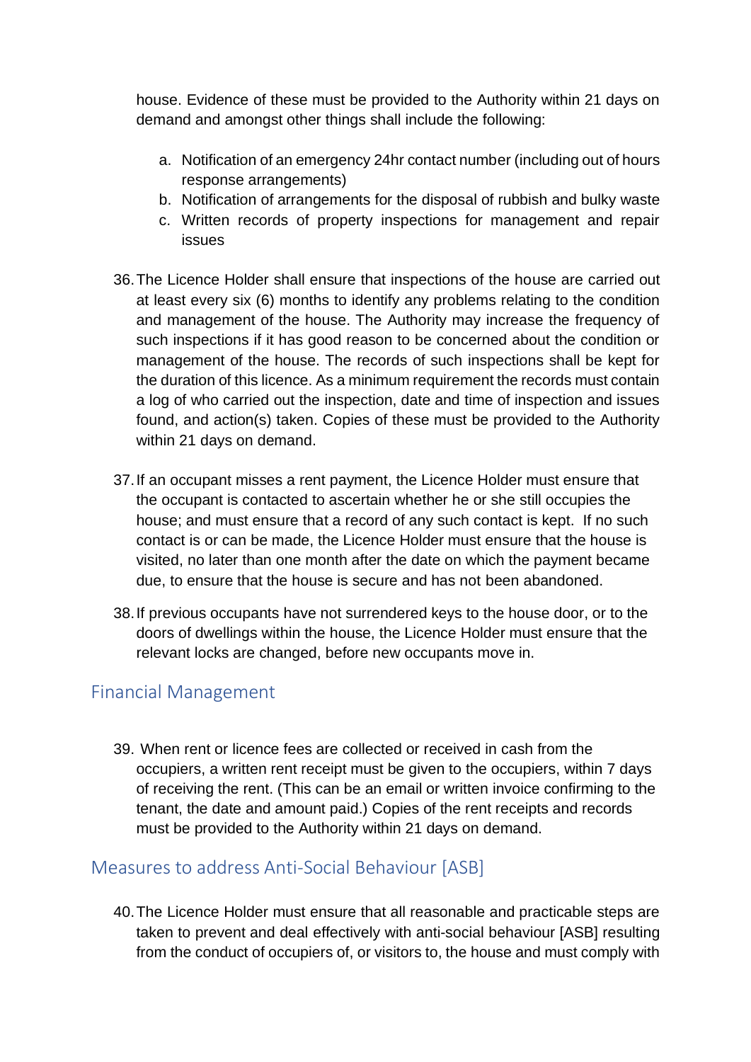house. Evidence of these must be provided to the Authority within 21 days on demand and amongst other things shall include the following:

a. Notification of an emergency 24hr contact number (including out of hours response arrangements)
b. Notification of arrangements for the disposal of rubbish and bulky waste
c. Written records of property inspections for management and repair issues

36. The Licence Holder shall ensure that inspections of the house are carried out at least every six (6) months to identify any problems relating to the condition and management of the house. The Authority may increase the frequency of such inspections if it has good reason to be concerned about the condition or management of the house. The records of such inspections shall be kept for the duration of this licence. As a minimum requirement the records must contain a log of who carried out the inspection, date and time of inspection and issues found, and action(s) taken. Copies of these must be provided to the Authority within 21 days on demand.

37. If an occupant misses a rent payment, the Licence Holder must ensure that the occupant is contacted to ascertain whether he or she still occupies the house; and must ensure that a record of any such contact is kept. If no such contact is or can be made, the Licence Holder must ensure that the house is visited, no later than one month after the date on which the payment became due, to ensure that the house is secure and has not been abandoned.

38. If previous occupants have not surrendered keys to the house door, or to the doors of dwellings within the house, the Licence Holder must ensure that the relevant locks are changed, before new occupants move in.

## Financial Management

39. When rent or licence fees are collected or received in cash from the occupiers, a written rent receipt must be given to the occupiers, within 7 days of receiving the rent. (This can be an email or written invoice confirming to the tenant, the date and amount paid.) Copies of the rent receipts and records must be provided to the Authority within 21 days on demand.

## Measures to address Anti-Social Behaviour [ASB]

40. The Licence Holder must ensure that all reasonable and practicable steps are taken to prevent and deal effectively with anti-social behaviour [ASB] resulting from the conduct of occupiers of, or visitors to, the house and must comply with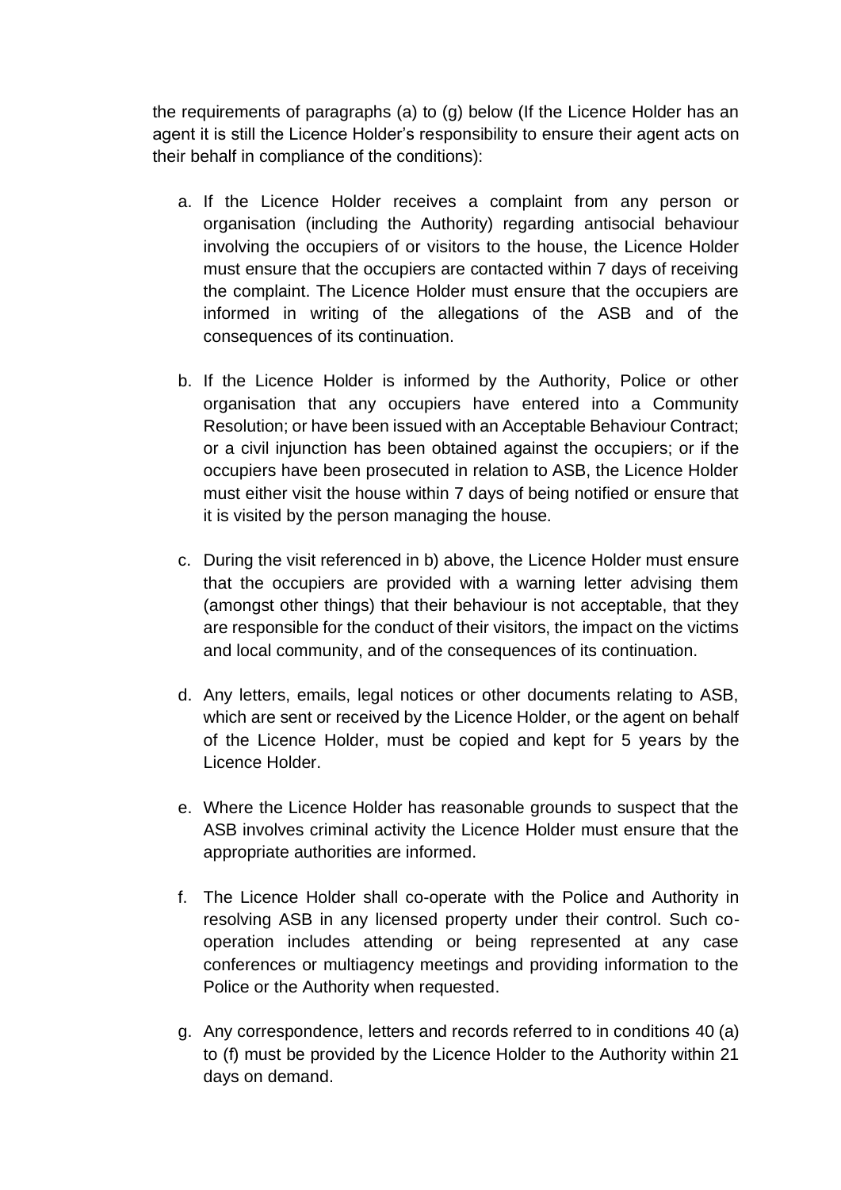the requirements of paragraphs (a) to (g) below (If the Licence Holder has an agent it is still the Licence Holder's responsibility to ensure their agent acts on their behalf in compliance of the conditions):

a. If the Licence Holder receives a complaint from any person or organisation (including the Authority) regarding antisocial behaviour involving the occupiers of or visitors to the house, the Licence Holder must ensure that the occupiers are contacted within 7 days of receiving the complaint. The Licence Holder must ensure that the occupiers are informed in writing of the allegations of the ASB and of the consequences of its continuation.

b. If the Licence Holder is informed by the Authority, Police or other organisation that any occupiers have entered into a Community Resolution; or have been issued with an Acceptable Behaviour Contract; or a civil injunction has been obtained against the occupiers; or if the occupiers have been prosecuted in relation to ASB, the Licence Holder must either visit the house within 7 days of being notified or ensure that it is visited by the person managing the house.

c. During the visit referenced in b) above, the Licence Holder must ensure that the occupiers are provided with a warning letter advising them (amongst other things) that their behaviour is not acceptable, that they are responsible for the conduct of their visitors, the impact on the victims and local community, and of the consequences of its continuation.

d. Any letters, emails, legal notices or other documents relating to ASB, which are sent or received by the Licence Holder, or the agent on behalf of the Licence Holder, must be copied and kept for 5 years by the Licence Holder.

e. Where the Licence Holder has reasonable grounds to suspect that the ASB involves criminal activity the Licence Holder must ensure that the appropriate authorities are informed.

f. The Licence Holder shall co-operate with the Police and Authority in resolving ASB in any licensed property under their control. Such co-operation includes attending or being represented at any case conferences or multiagency meetings and providing information to the Police or the Authority when requested.

g. Any correspondence, letters and records referred to in conditions 40 (a) to (f) must be provided by the Licence Holder to the Authority within 21 days on demand.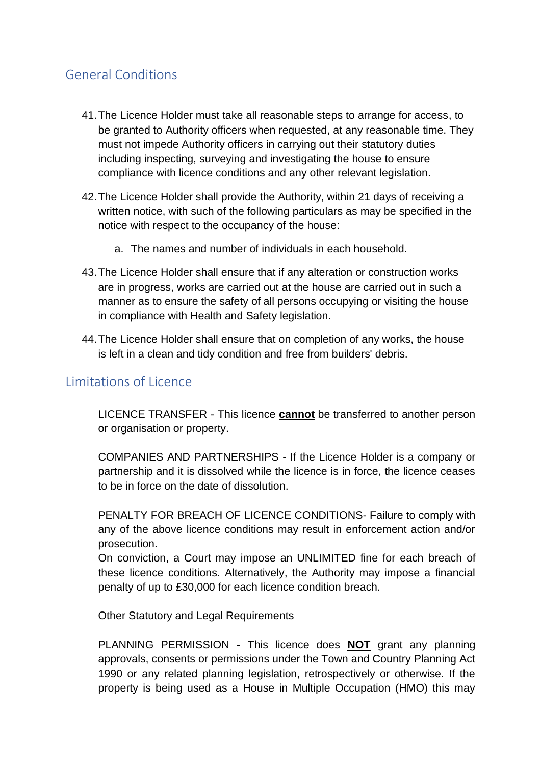## General Conditions

41. The Licence Holder must take all reasonable steps to arrange for access, to be granted to Authority officers when requested, at any reasonable time. They must not impede Authority officers in carrying out their statutory duties including inspecting, surveying and investigating the house to ensure compliance with licence conditions and any other relevant legislation.

42. The Licence Holder shall provide the Authority, within 21 days of receiving a written notice, with such of the following particulars as may be specified in the notice with respect to the occupancy of the house:

    a. The names and number of individuals in each household.

43. The Licence Holder shall ensure that if any alteration or construction works are in progress, works are carried out at the house are carried out in such a manner as to ensure the safety of all persons occupying or visiting the house in compliance with Health and Safety legislation.

44. The Licence Holder shall ensure that on completion of any works, the house is left in a clean and tidy condition and free from builders' debris.

## Limitations of Licence

LICENCE TRANSFER - This licence **cannot** be transferred to another person or organisation or property.

COMPANIES AND PARTNERSHIPS - If the Licence Holder is a company or partnership and it is dissolved while the licence is in force, the licence ceases to be in force on the date of dissolution.

PENALTY FOR BREACH OF LICENCE CONDITIONS- Failure to comply with any of the above licence conditions may result in enforcement action and/or prosecution.
On conviction, a Court may impose an UNLIMITED fine for each breach of these licence conditions. Alternatively, the Authority may impose a financial penalty of up to £30,000 for each licence condition breach.

Other Statutory and Legal Requirements

PLANNING PERMISSION - This licence does **NOT** grant any planning approvals, consents or permissions under the Town and Country Planning Act 1990 or any related planning legislation, retrospectively or otherwise. If the property is being used as a House in Multiple Occupation (HMO) this may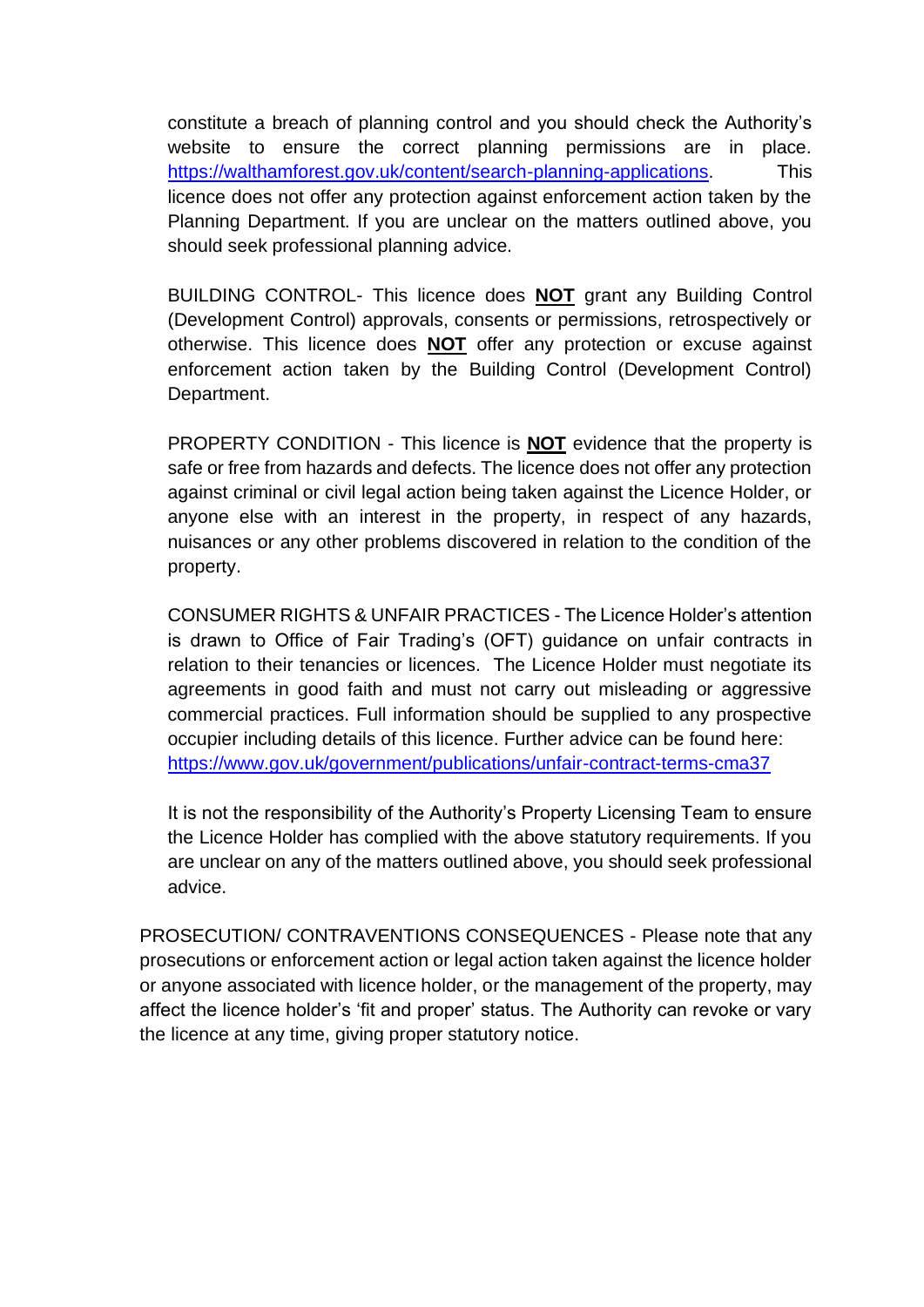constitute a breach of planning control and you should check the Authority's website to ensure the correct planning permissions are in place. https://walthamforest.gov.uk/content/search-planning-applications. This licence does not offer any protection against enforcement action taken by the Planning Department. If you are unclear on the matters outlined above, you should seek professional planning advice.

BUILDING CONTROL- This licence does **NOT** grant any Building Control (Development Control) approvals, consents or permissions, retrospectively or otherwise. This licence does **NOT** offer any protection or excuse against enforcement action taken by the Building Control (Development Control) Department.

PROPERTY CONDITION - This licence is **NOT** evidence that the property is safe or free from hazards and defects. The licence does not offer any protection against criminal or civil legal action being taken against the Licence Holder, or anyone else with an interest in the property, in respect of any hazards, nuisances or any other problems discovered in relation to the condition of the property.

CONSUMER RIGHTS & UNFAIR PRACTICES - The Licence Holder's attention is drawn to Office of Fair Trading's (OFT) guidance on unfair contracts in relation to their tenancies or licences. The Licence Holder must negotiate its agreements in good faith and must not carry out misleading or aggressive commercial practices. Full information should be supplied to any prospective occupier including details of this licence. Further advice can be found here: https://www.gov.uk/government/publications/unfair-contract-terms-cma37

It is not the responsibility of the Authority's Property Licensing Team to ensure the Licence Holder has complied with the above statutory requirements. If you are unclear on any of the matters outlined above, you should seek professional advice.

PROSECUTION/ CONTRAVENTIONS CONSEQUENCES - Please note that any prosecutions or enforcement action or legal action taken against the licence holder or anyone associated with licence holder, or the management of the property, may affect the licence holder's 'fit and proper' status. The Authority can revoke or vary the licence at any time, giving proper statutory notice.